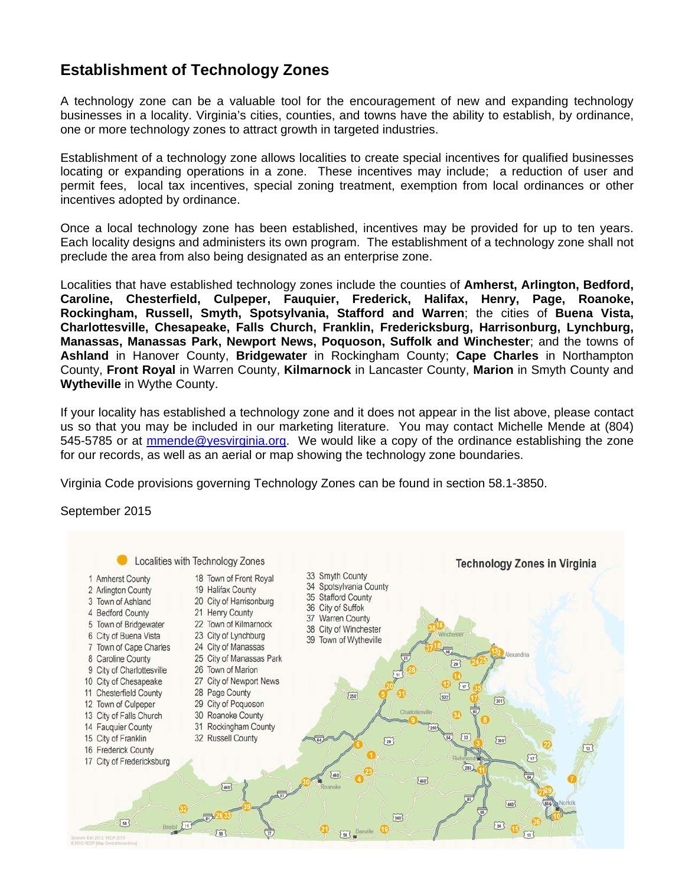# Establishment of Technology Zones

A technology zone can be a valuable tool for the encouragement of new and expanding technology businesses in a locality. Virginia's cities, counties, and towns have the ability to establish, by ordinance, one or more technology zones to attract growth in targeted industries.

Establishment of a technology zone allows localities to create special incentives for qualified businesses locating or expanding operations in a zone. These incentives may include; a reduction of user and permit fees, local tax incentives, special zoning treatment, exemption from local ordinances or other incentives adopted by ordinance.

Once a local technology zone has been established, incentives may be provided for up to ten years. Each locality designs and administers its own program. The establishment of a technology zone shall not preclude the area from also being designated as an enterprise zone.

Localities that have established technology zones include the counties of **Amherst, Arlington, Bedford, Caroline, Chesterfield, Culpeper, Fauquier, Frederick, Halifax, Henry, Page, Roanoke, Rockingham, Russell, Smyth, Spotsylvania, Stafford and Warren**; the cities of **Buena Vista, Charlottesville, Chesapeake, Falls Church, Franklin, Fredericksburg, Harrisonburg, Lynchburg, Manassas, Manassas Park, Newport News, Poquoson, Suffolk and Winchester**; and the towns of **Ashland** in Hanover County, **Bridgewater** in Rockingham County; **Cape Charles** in Northampton County, **Front Royal** in Warren County, **Kilmarnock** in Lancaster County, **Marion** in Smyth County and **Wytheville** in Wythe County.

If your locality has established a technology zone and it does not appear in the list above, please contact us so that you may be included in our marketing literature. You may contact Michelle Mende at (804) 545-5785 or at mmende@yesvirginia.org. We would like a copy of the ordinance establishing the zone for our records, as well as an aerial or map showing the technology zone boundaries.

Virginia Code provisions governing Technology Zones can be found in section 58.1-3850.

September 2015

**Technology Zones in Virginia**

Localities with Technology Zones

1 Amherst County
2 Arlington County
3 Town of Ashland
4 Bedford County
5 Town of Bridgewater
6 City of Buena Vista
7 Town of Cape Charles
8 Caroline County
9 City of Charlottesville
10 City of Chesapeake
11 Chesterfield County
12 Town of Culpeper
13 City of Falls Church
14 Fauquier County
15 City of Franklin
16 Frederick County
17 City of Fredericksburg
18 Town of Front Royal
19 Halifax County
20 City of Harrisonburg
21 Henry County
22 Town of Kilmarnock
23 City of Lynchburg
24 City of Manassas
25 City of Manassas Park
26 Town of Marion
27 City of Newport News
28 Page County
29 City of Poquoson
30 Roanoke County
31 Rockingham County
32 Russell County
33 Smyth County
34 Spotsylvania County
35 Stafford County
36 City of Suffolk
37 Warren County
38 City of Winchester
39 Town of Wytheville

Sources: Esri 2013, VEDP 2015
© 2015 VEDP [Map Central\Incentives]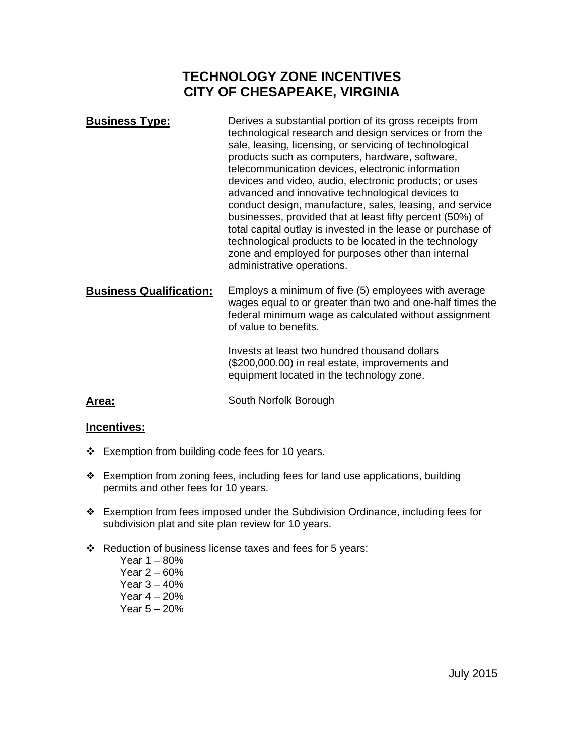# TECHNOLOGY ZONE INCENTIVES
# CITY OF CHESAPEAKE, VIRGINIA

**Business Type:** Derives a substantial portion of its gross receipts from technological research and design services or from the sale, leasing, licensing, or servicing of technological products such as computers, hardware, software, telecommunication devices, electronic information devices and video, audio, electronic products; or uses advanced and innovative technological devices to conduct design, manufacture, sales, leasing, and service businesses, provided that at least fifty percent (50%) of total capital outlay is invested in the lease or purchase of technological products to be located in the technology zone and employed for purposes other than internal administrative operations.

**Business Qualification:** Employs a minimum of five (5) employees with average wages equal to or greater than two and one-half times the federal minimum wage as calculated without assignment of value to benefits.

Invests at least two hundred thousand dollars ($200,000.00) in real estate, improvements and equipment located in the technology zone.

**Area:** South Norfolk Borough

**Incentives:**

- Exemption from building code fees for 10 years.
- Exemption from zoning fees, including fees for land use applications, building permits and other fees for 10 years.
- Exemption from fees imposed under the Subdivision Ordinance, including fees for subdivision plat and site plan review for 10 years.
- Reduction of business license taxes and fees for 5 years:
  - Year 1 – 80%
  - Year 2 – 60%
  - Year 3 – 40%
  - Year 4 – 20%
  - Year 5 – 20%

July 2015